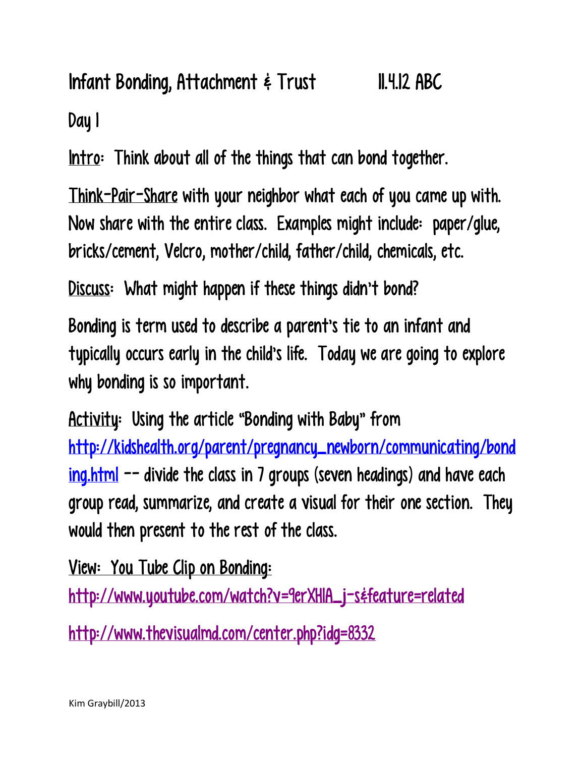# Infant Bonding, Attachment & Trust 11.4.12 ABC

## Day 1

Intro: Think about all of the things that can bond together.

Think-Pair-Share with your neighbor what each of you came up with. Now share with the entire class. Examples might include: paper/glue, bricks/cement, Velcro, mother/child, father/child, chemicals, etc.

Discuss: What might happen if these things didn't bond?

Bonding is term used to describe a parent's tie to an infant and typically occurs early in the child's life. Today we are going to explore why bonding is so important.

Activity: Using the article "Bonding with Baby" from http://kidshealth.org/parent/pregnancy_newborn/communicating/bonding.html -- divide the class in 7 groups (seven headings) and have each group read, summarize, and create a visual for their one section. They would then present to the rest of the class.

View: You Tube Clip on Bonding:

http://www.youtube.com/watch?v=9erXHlA_j-s&feature=related

http://www.thevisualmd.com/center.php?idg=8332

Kim Graybill/2013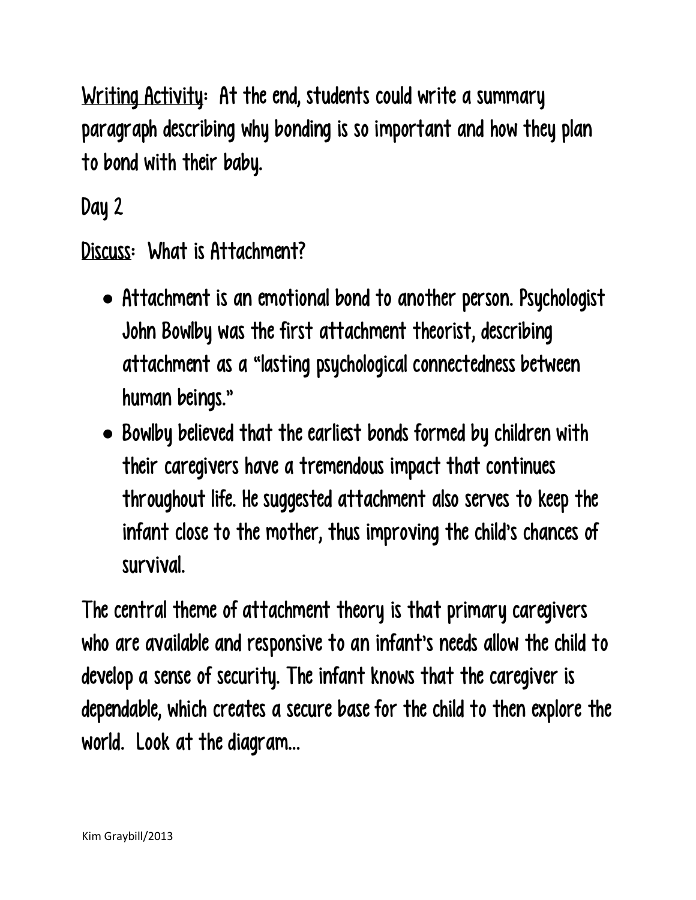<u>Writing Activity</u>: At the end, students could write a summary paragraph describing why bonding is so important and how they plan to bond with their baby.

## Day 2

<u>Discuss</u>: What is Attachment?

- Attachment is an emotional bond to another person. Psychologist John Bowlby was the first attachment theorist, describing attachment as a "lasting psychological connectedness between human beings."
- Bowlby believed that the earliest bonds formed by children with their caregivers have a tremendous impact that continues throughout life. He suggested attachment also serves to keep the infant close to the mother, thus improving the child's chances of survival.

The central theme of attachment theory is that primary caregivers who are available and responsive to an infant's needs allow the child to develop a sense of security. The infant knows that the caregiver is dependable, which creates a secure base for the child to then explore the world. Look at the diagram…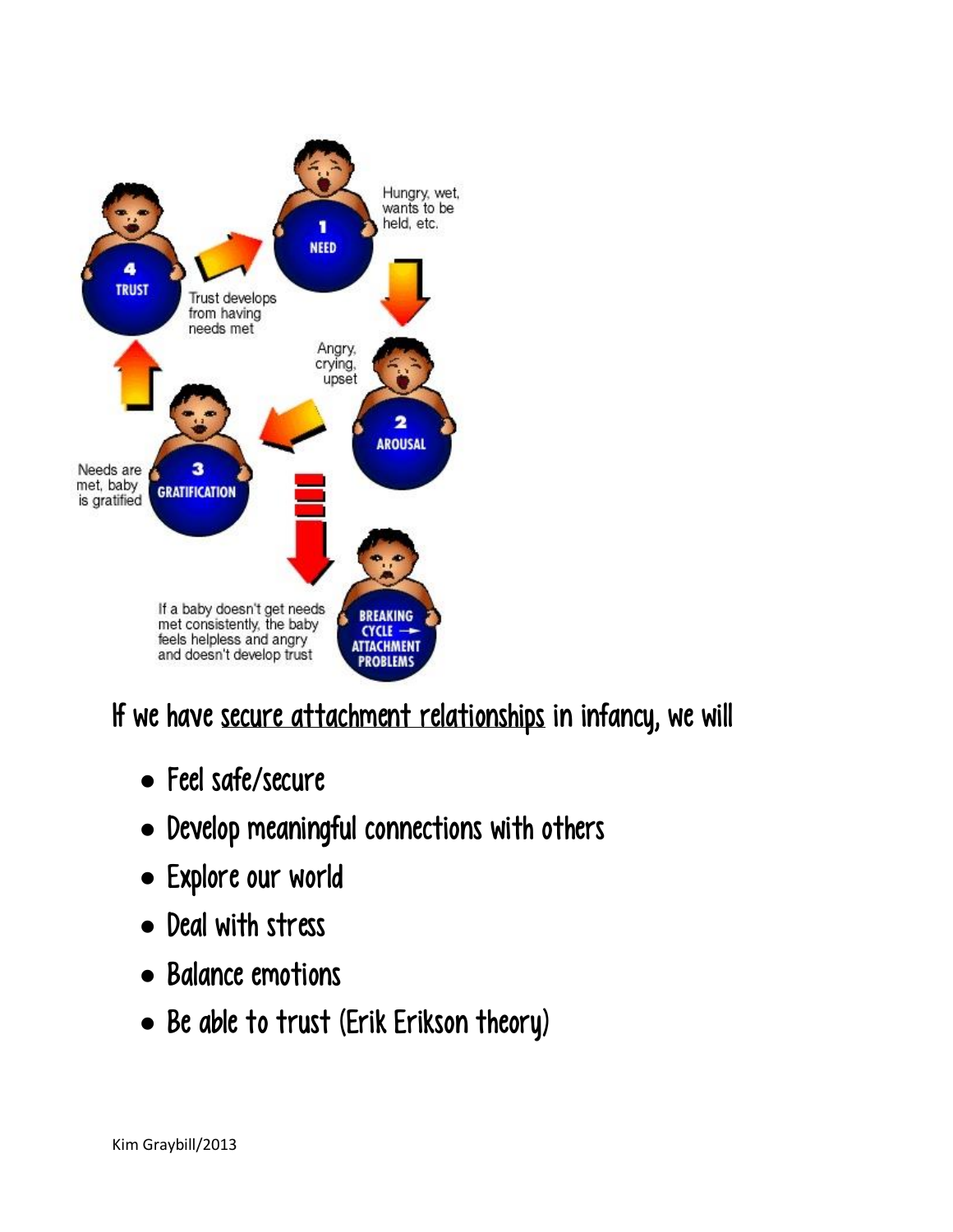1 NEED

Hungry, wet, wants to be held, etc.

2 AROUSAL

Angry, crying, upset

3 GRATIFICATION

Needs are met, baby is gratified

4 TRUST

Trust develops from having needs met

BREAKING CYCLE → ATTACHMENT PROBLEMS

If a baby doesn't get needs met consistently, the baby feels helpless and angry and doesn't develop trust

If we have <u>secure attachment relationships</u> in infancy, we will

- Feel safe/secure
- Develop meaningful connections with others
- Explore our world
- Deal with stress
- Balance emotions
- Be able to trust (Erik Erikson theory)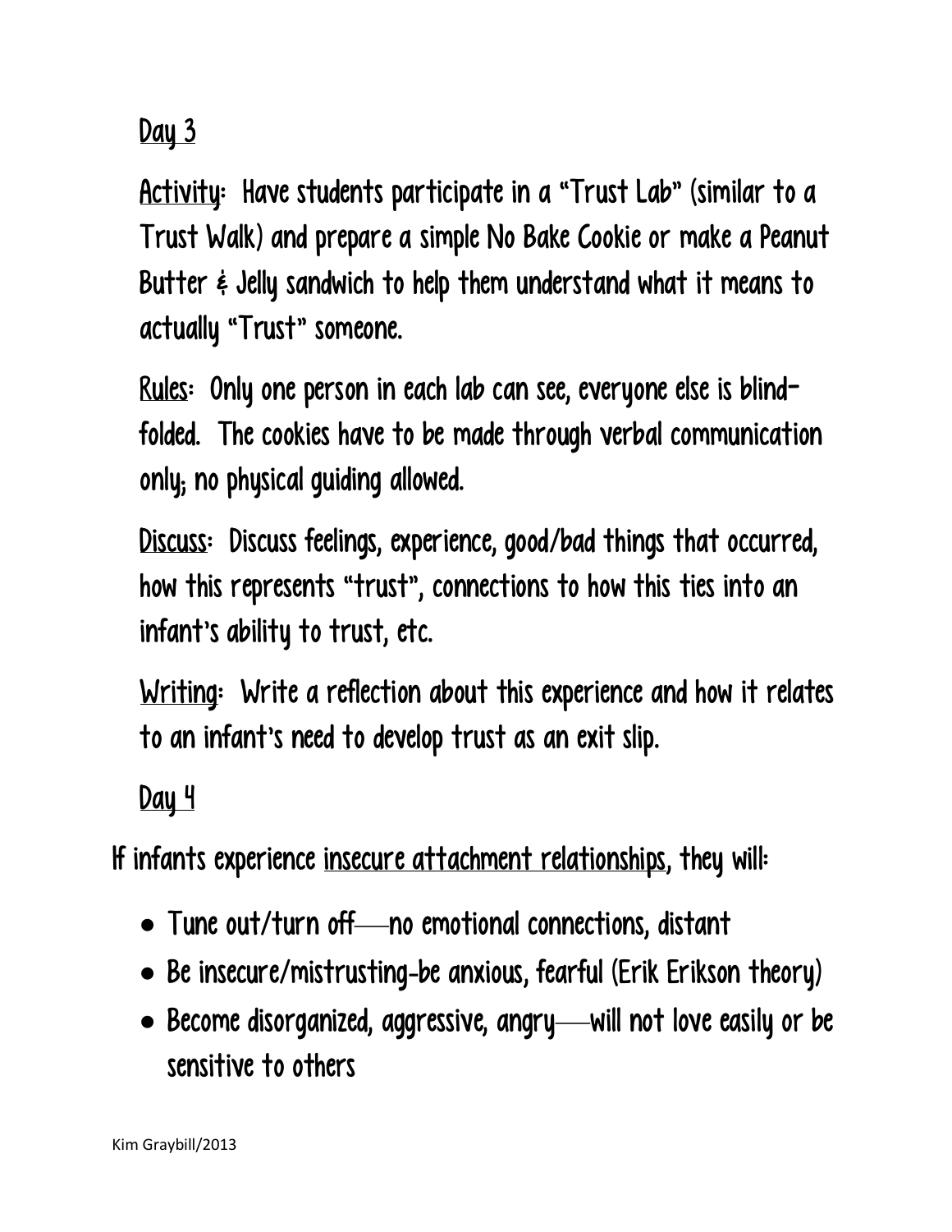## Day 3

Activity: Have students participate in a "Trust Lab" (similar to a Trust Walk) and prepare a simple No Bake Cookie or make a Peanut Butter & Jelly sandwich to help them understand what it means to actually "Trust" someone.

Rules: Only one person in each lab can see, everyone else is blind-folded. The cookies have to be made through verbal communication only; no physical guiding allowed.

Discuss: Discuss feelings, experience, good/bad things that occurred, how this represents "trust", connections to how this ties into an infant's ability to trust, etc.

Writing: Write a reflection about this experience and how it relates to an infant's need to develop trust as an exit slip.

## Day 4

If infants experience insecure attachment relationships, they will:

- Tune out/turn off—no emotional connections, distant
- Be insecure/mistrusting-be anxious, fearful (Erik Erikson theory)
- Become disorganized, aggressive, angry—will not love easily or be sensitive to others

Kim Graybill/2013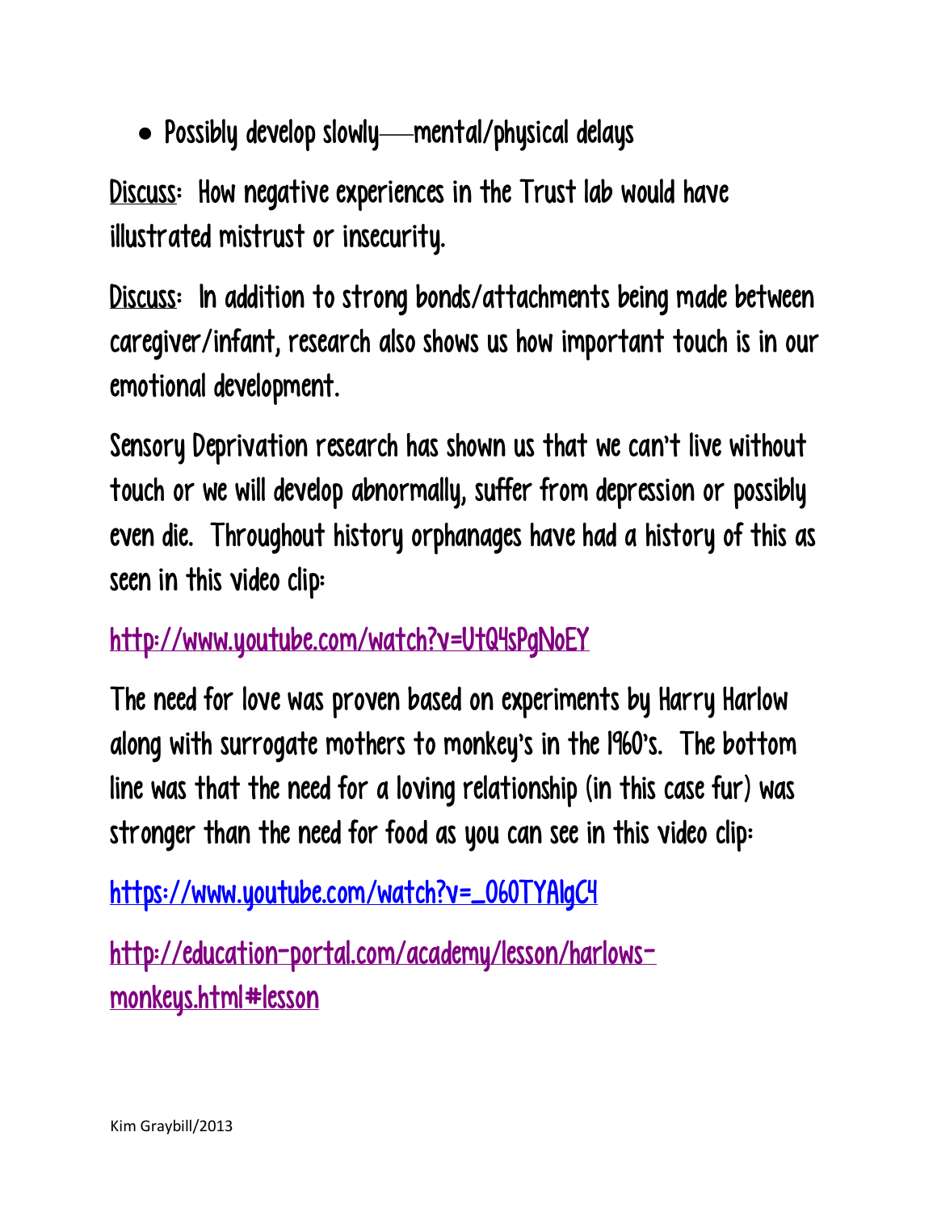- Possibly develop slowly—mental/physical delays

<u>Discuss</u>: How negative experiences in the Trust lab would have illustrated mistrust or insecurity.

<u>Discuss</u>: In addition to strong bonds/attachments being made between caregiver/infant, research also shows us how important touch is in our emotional development.

Sensory Deprivation research has shown us that we can't live without touch or we will develop abnormally, suffer from depression or possibly even die. Throughout history orphanages have had a history of this as seen in this video clip:

http://www.youtube.com/watch?v=UtQ4sPgNoEY

The need for love was proven based on experiments by Harry Harlow along with surrogate mothers to monkey's in the 1960's. The bottom line was that the need for a loving relationship (in this case fur) was stronger than the need for food as you can see in this video clip:

https://www.youtube.com/watch?v=_O60TYAlgC4

http://education-portal.com/academy/lesson/harlows-monkeys.html#lesson

Kim Graybill/2013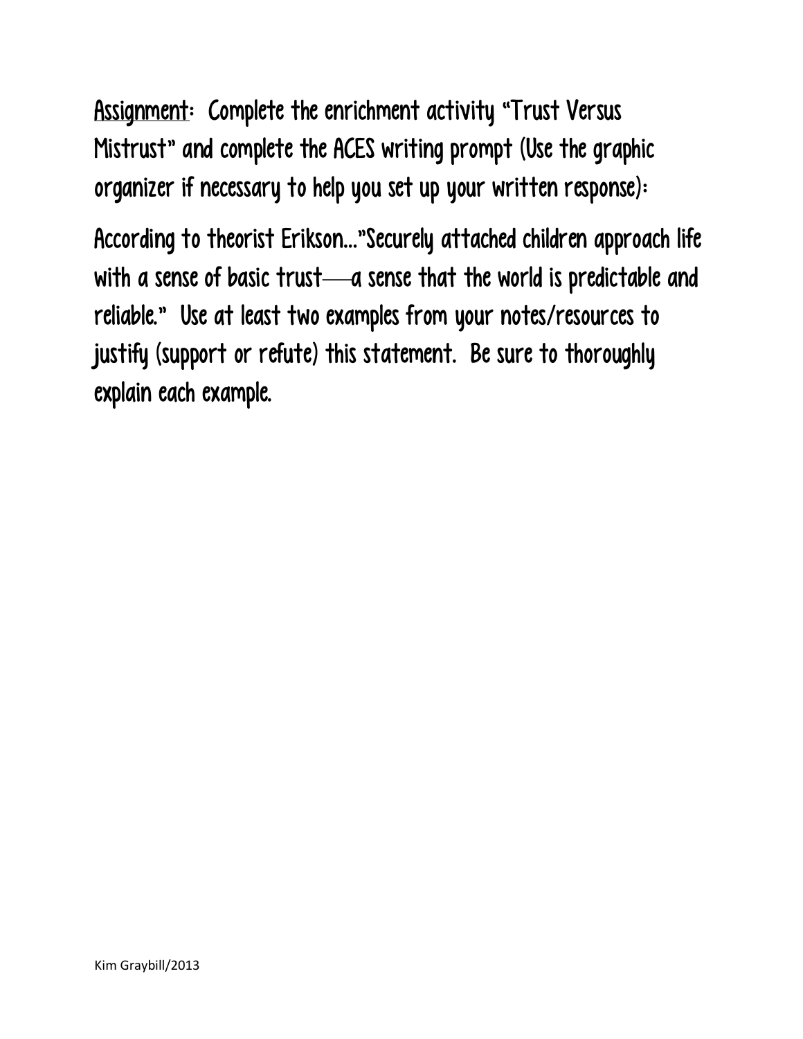Assignment: Complete the enrichment activity "Trust Versus Mistrust" and complete the ACES writing prompt (Use the graphic organizer if necessary to help you set up your written response):

According to theorist Erikson…"Securely attached children approach life with a sense of basic trust—a sense that the world is predictable and reliable." Use at least two examples from your notes/resources to justify (support or refute) this statement. Be sure to thoroughly explain each example.

Kim Graybill/2013